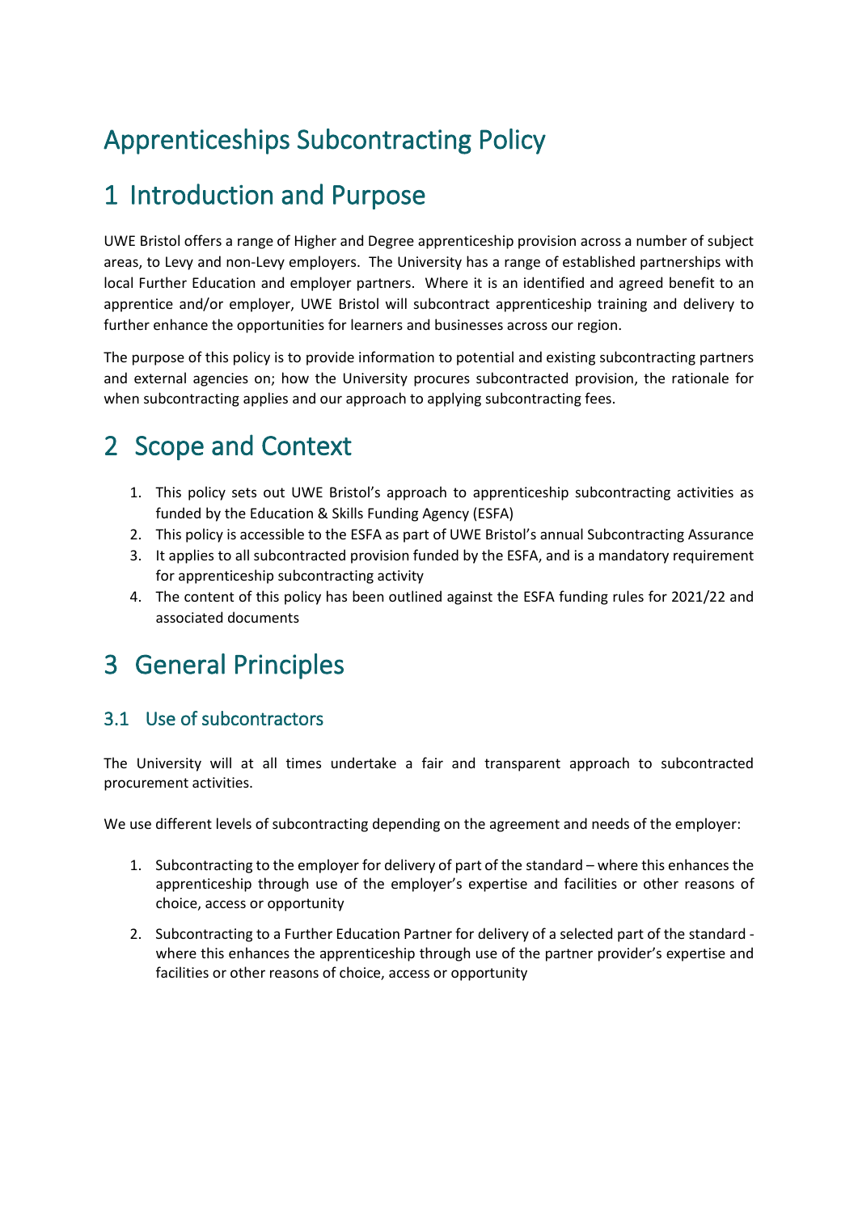# Apprenticeships Subcontracting Policy

# 1 Introduction and Purpose

UWE Bristol offers a range of Higher and Degree apprenticeship provision across a number of subject areas, to Levy and non-Levy employers. The University has a range of established partnerships with local Further Education and employer partners. Where it is an identified and agreed benefit to an apprentice and/or employer, UWE Bristol will subcontract apprenticeship training and delivery to further enhance the opportunities for learners and businesses across our region.

The purpose of this policy is to provide information to potential and existing subcontracting partners and external agencies on; how the University procures subcontracted provision, the rationale for when subcontracting applies and our approach to applying subcontracting fees.

# 2 Scope and Context

1. This policy sets out UWE Bristol's approach to apprenticeship subcontracting activities as funded by the Education & Skills Funding Agency (ESFA)
2. This policy is accessible to the ESFA as part of UWE Bristol's annual Subcontracting Assurance
3. It applies to all subcontracted provision funded by the ESFA, and is a mandatory requirement for apprenticeship subcontracting activity
4. The content of this policy has been outlined against the ESFA funding rules for 2021/22 and associated documents

# 3 General Principles

## 3.1 Use of subcontractors

The University will at all times undertake a fair and transparent approach to subcontracted procurement activities.

We use different levels of subcontracting depending on the agreement and needs of the employer:

1. Subcontracting to the employer for delivery of part of the standard – where this enhances the apprenticeship through use of the employer's expertise and facilities or other reasons of choice, access or opportunity

2. Subcontracting to a Further Education Partner for delivery of a selected part of the standard - where this enhances the apprenticeship through use of the partner provider's expertise and facilities or other reasons of choice, access or opportunity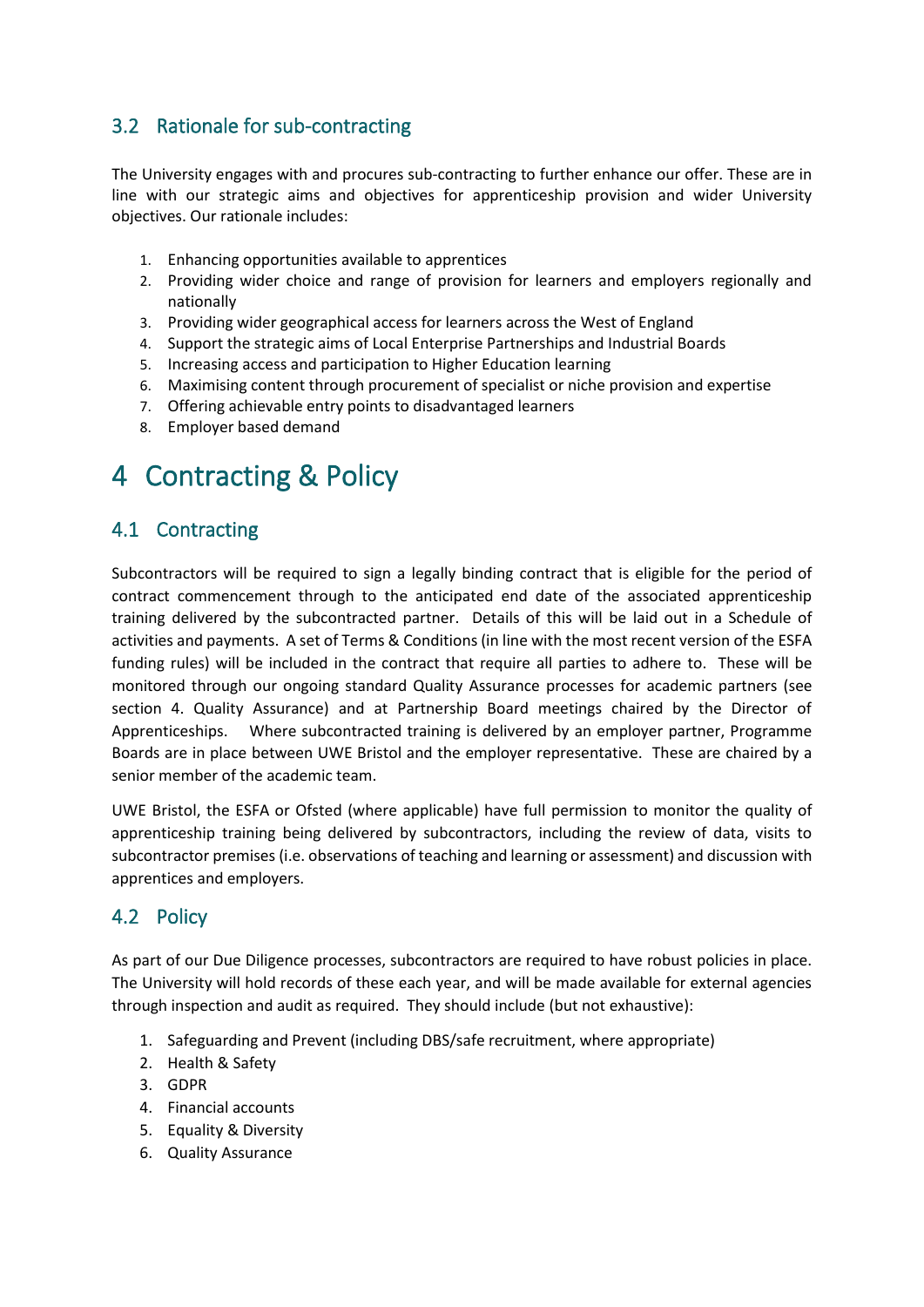### 3.2 Rationale for sub-contracting

The University engages with and procures sub-contracting to further enhance our offer. These are in line with our strategic aims and objectives for apprenticeship provision and wider University objectives. Our rationale includes:

1. Enhancing opportunities available to apprentices
2. Providing wider choice and range of provision for learners and employers regionally and nationally
3. Providing wider geographical access for learners across the West of England
4. Support the strategic aims of Local Enterprise Partnerships and Industrial Boards
5. Increasing access and participation to Higher Education learning
6. Maximising content through procurement of specialist or niche provision and expertise
7. Offering achievable entry points to disadvantaged learners
8. Employer based demand

## 4 Contracting & Policy

### 4.1 Contracting

Subcontractors will be required to sign a legally binding contract that is eligible for the period of contract commencement through to the anticipated end date of the associated apprenticeship training delivered by the subcontracted partner. Details of this will be laid out in a Schedule of activities and payments. A set of Terms & Conditions (in line with the most recent version of the ESFA funding rules) will be included in the contract that require all parties to adhere to. These will be monitored through our ongoing standard Quality Assurance processes for academic partners (see section 4. Quality Assurance) and at Partnership Board meetings chaired by the Director of Apprenticeships. Where subcontracted training is delivered by an employer partner, Programme Boards are in place between UWE Bristol and the employer representative. These are chaired by a senior member of the academic team.

UWE Bristol, the ESFA or Ofsted (where applicable) have full permission to monitor the quality of apprenticeship training being delivered by subcontractors, including the review of data, visits to subcontractor premises (i.e. observations of teaching and learning or assessment) and discussion with apprentices and employers.

### 4.2 Policy

As part of our Due Diligence processes, subcontractors are required to have robust policies in place. The University will hold records of these each year, and will be made available for external agencies through inspection and audit as required. They should include (but not exhaustive):

1. Safeguarding and Prevent (including DBS/safe recruitment, where appropriate)
2. Health & Safety
3. GDPR
4. Financial accounts
5. Equality & Diversity
6. Quality Assurance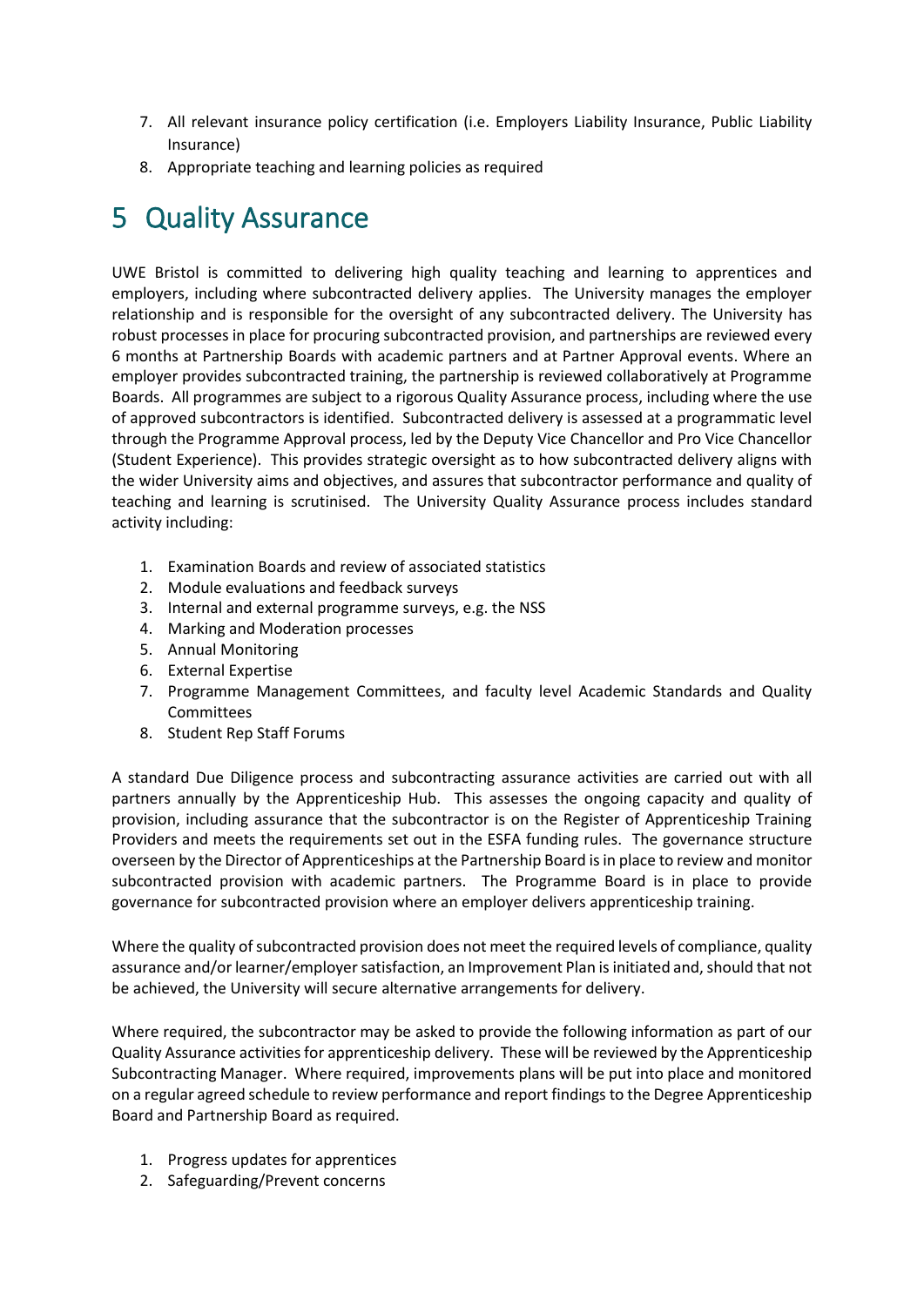7. All relevant insurance policy certification (i.e. Employers Liability Insurance, Public Liability Insurance)
8. Appropriate teaching and learning policies as required

# 5 Quality Assurance

UWE Bristol is committed to delivering high quality teaching and learning to apprentices and employers, including where subcontracted delivery applies. The University manages the employer relationship and is responsible for the oversight of any subcontracted delivery. The University has robust processes in place for procuring subcontracted provision, and partnerships are reviewed every 6 months at Partnership Boards with academic partners and at Partner Approval events. Where an employer provides subcontracted training, the partnership is reviewed collaboratively at Programme Boards. All programmes are subject to a rigorous Quality Assurance process, including where the use of approved subcontractors is identified. Subcontracted delivery is assessed at a programmatic level through the Programme Approval process, led by the Deputy Vice Chancellor and Pro Vice Chancellor (Student Experience). This provides strategic oversight as to how subcontracted delivery aligns with the wider University aims and objectives, and assures that subcontractor performance and quality of teaching and learning is scrutinised. The University Quality Assurance process includes standard activity including:

1. Examination Boards and review of associated statistics
2. Module evaluations and feedback surveys
3. Internal and external programme surveys, e.g. the NSS
4. Marking and Moderation processes
5. Annual Monitoring
6. External Expertise
7. Programme Management Committees, and faculty level Academic Standards and Quality Committees
8. Student Rep Staff Forums

A standard Due Diligence process and subcontracting assurance activities are carried out with all partners annually by the Apprenticeship Hub. This assesses the ongoing capacity and quality of provision, including assurance that the subcontractor is on the Register of Apprenticeship Training Providers and meets the requirements set out in the ESFA funding rules. The governance structure overseen by the Director of Apprenticeships at the Partnership Board is in place to review and monitor subcontracted provision with academic partners. The Programme Board is in place to provide governance for subcontracted provision where an employer delivers apprenticeship training.

Where the quality of subcontracted provision does not meet the required levels of compliance, quality assurance and/or learner/employer satisfaction, an Improvement Plan is initiated and, should that not be achieved, the University will secure alternative arrangements for delivery.

Where required, the subcontractor may be asked to provide the following information as part of our Quality Assurance activities for apprenticeship delivery. These will be reviewed by the Apprenticeship Subcontracting Manager. Where required, improvements plans will be put into place and monitored on a regular agreed schedule to review performance and report findings to the Degree Apprenticeship Board and Partnership Board as required.

1. Progress updates for apprentices
2. Safeguarding/Prevent concerns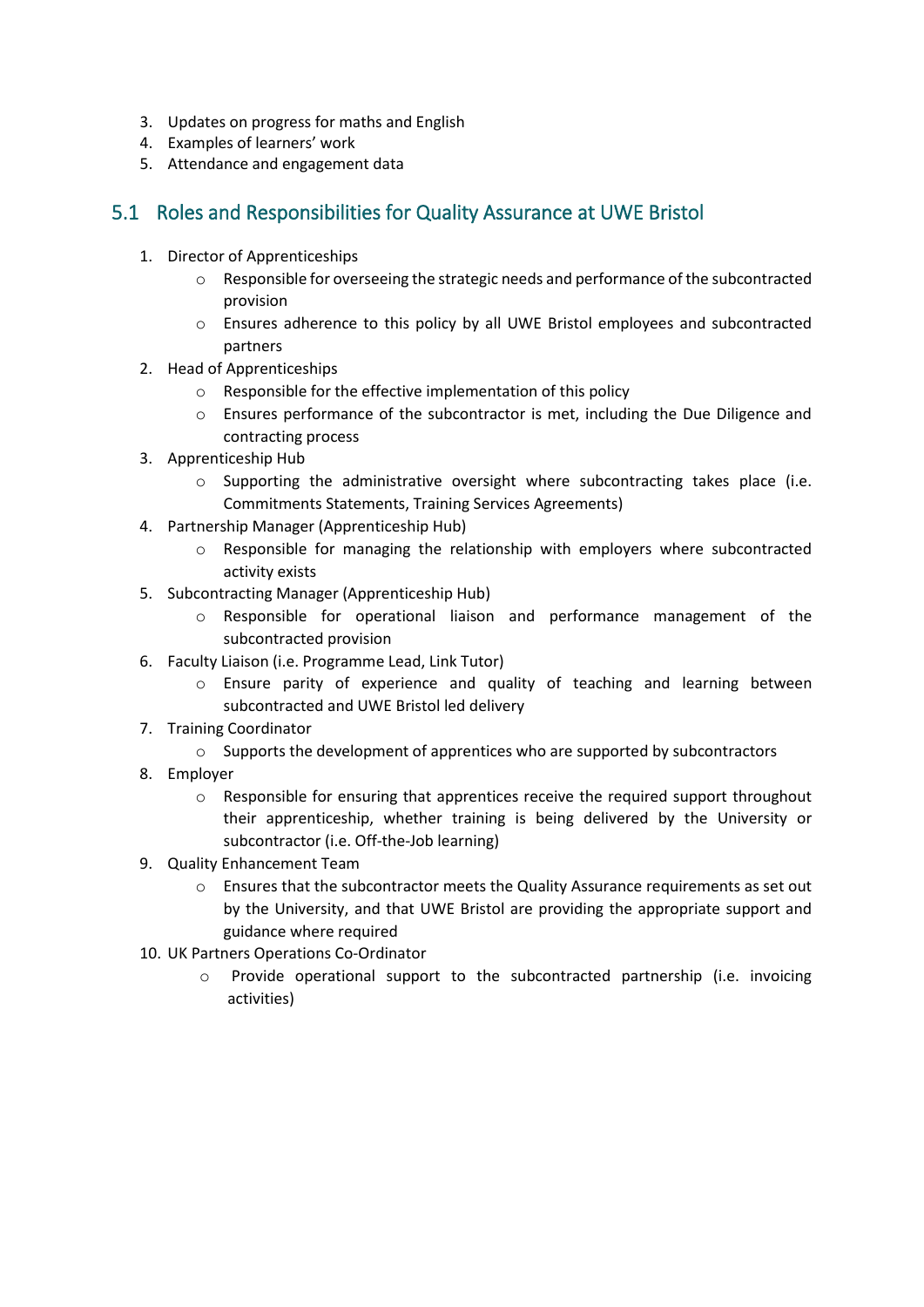3. Updates on progress for maths and English
4. Examples of learners' work
5. Attendance and engagement data

## 5.1 Roles and Responsibilities for Quality Assurance at UWE Bristol

1. Director of Apprenticeships
    - Responsible for overseeing the strategic needs and performance of the subcontracted provision
    - Ensures adherence to this policy by all UWE Bristol employees and subcontracted partners
2. Head of Apprenticeships
    - Responsible for the effective implementation of this policy
    - Ensures performance of the subcontractor is met, including the Due Diligence and contracting process
3. Apprenticeship Hub
    - Supporting the administrative oversight where subcontracting takes place (i.e. Commitments Statements, Training Services Agreements)
4. Partnership Manager (Apprenticeship Hub)
    - Responsible for managing the relationship with employers where subcontracted activity exists
5. Subcontracting Manager (Apprenticeship Hub)
    - Responsible for operational liaison and performance management of the subcontracted provision
6. Faculty Liaison (i.e. Programme Lead, Link Tutor)
    - Ensure parity of experience and quality of teaching and learning between subcontracted and UWE Bristol led delivery
7. Training Coordinator
    - Supports the development of apprentices who are supported by subcontractors
8. Employer
    - Responsible for ensuring that apprentices receive the required support throughout their apprenticeship, whether training is being delivered by the University or subcontractor (i.e. Off-the-Job learning)
9. Quality Enhancement Team
    - Ensures that the subcontractor meets the Quality Assurance requirements as set out by the University, and that UWE Bristol are providing the appropriate support and guidance where required
10. UK Partners Operations Co-Ordinator
    - Provide operational support to the subcontracted partnership (i.e. invoicing activities)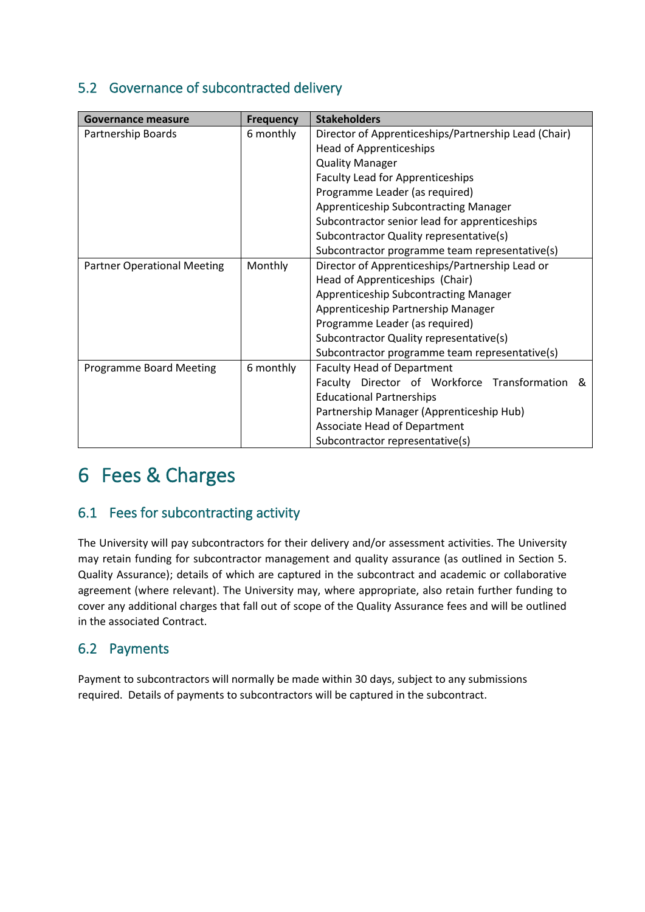## 5.2 Governance of subcontracted delivery

| Governance measure | Frequency | Stakeholders |
|---|---|---|
| Partnership Boards | 6 monthly | Director of Apprenticeships/Partnership Lead (Chair)<br>Head of Apprenticeships<br>Quality Manager<br>Faculty Lead for Apprenticeships<br>Programme Leader (as required)<br>Apprenticeship Subcontracting Manager<br>Subcontractor senior lead for apprenticeships<br>Subcontractor Quality representative(s)<br>Subcontractor programme team representative(s) |
| Partner Operational Meeting | Monthly | Director of Apprenticeships/Partnership Lead or Head of Apprenticeships (Chair)<br>Apprenticeship Subcontracting Manager<br>Apprenticeship Partnership Manager<br>Programme Leader (as required)<br>Subcontractor Quality representative(s)<br>Subcontractor programme team representative(s) |
| Programme Board Meeting | 6 monthly | Faculty Head of Department<br>Faculty Director of Workforce Transformation & Educational Partnerships<br>Partnership Manager (Apprenticeship Hub)<br>Associate Head of Department<br>Subcontractor representative(s) |

# 6 Fees & Charges

## 6.1 Fees for subcontracting activity

The University will pay subcontractors for their delivery and/or assessment activities. The University may retain funding for subcontractor management and quality assurance (as outlined in Section 5. Quality Assurance); details of which are captured in the subcontract and academic or collaborative agreement (where relevant). The University may, where appropriate, also retain further funding to cover any additional charges that fall out of scope of the Quality Assurance fees and will be outlined in the associated Contract.

## 6.2 Payments

Payment to subcontractors will normally be made within 30 days, subject to any submissions required. Details of payments to subcontractors will be captured in the subcontract.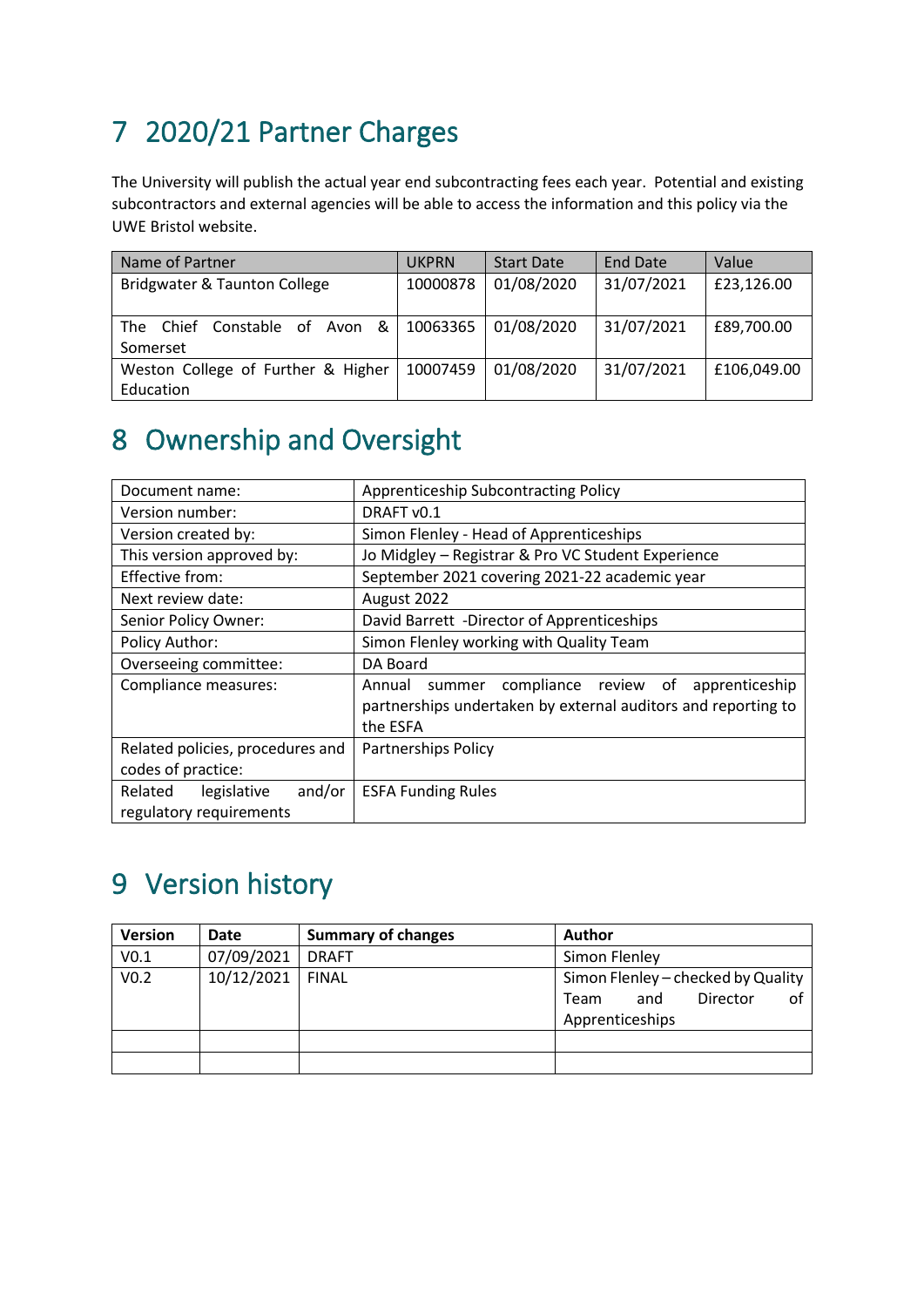# 7 2020/21 Partner Charges

The University will publish the actual year end subcontracting fees each year. Potential and existing subcontractors and external agencies will be able to access the information and this policy via the UWE Bristol website.

| Name of Partner | UKPRN | Start Date | End Date | Value |
|---|---|---|---|---|
| Bridgwater & Taunton College | 10000878 | 01/08/2020 | 31/07/2021 | £23,126.00 |
| The Chief Constable of Avon & Somerset | 10063365 | 01/08/2020 | 31/07/2021 | £89,700.00 |
| Weston College of Further & Higher Education | 10007459 | 01/08/2020 | 31/07/2021 | £106,049.00 |

# 8 Ownership and Oversight

| | |
|---|---|
| Document name: | Apprenticeship Subcontracting Policy |
| Version number: | DRAFT v0.1 |
| Version created by: | Simon Flenley - Head of Apprenticeships |
| This version approved by: | Jo Midgley – Registrar & Pro VC Student Experience |
| Effective from: | September 2021 covering 2021-22 academic year |
| Next review date: | August 2022 |
| Senior Policy Owner: | David Barrett -Director of Apprenticeships |
| Policy Author: | Simon Flenley working with Quality Team |
| Overseeing committee: | DA Board |
| Compliance measures: | Annual summer compliance review of apprenticeship partnerships undertaken by external auditors and reporting to the ESFA |
| Related policies, procedures and codes of practice: | Partnerships Policy |
| Related legislative and/or regulatory requirements | ESFA Funding Rules |

# 9 Version history

| Version | Date | Summary of changes | Author |
|---|---|---|---|
| V0.1 | 07/09/2021 | DRAFT | Simon Flenley |
| V0.2 | 10/12/2021 | FINAL | Simon Flenley – checked by Quality Team and Director of Apprenticeships |
| | | | |
| | | | |